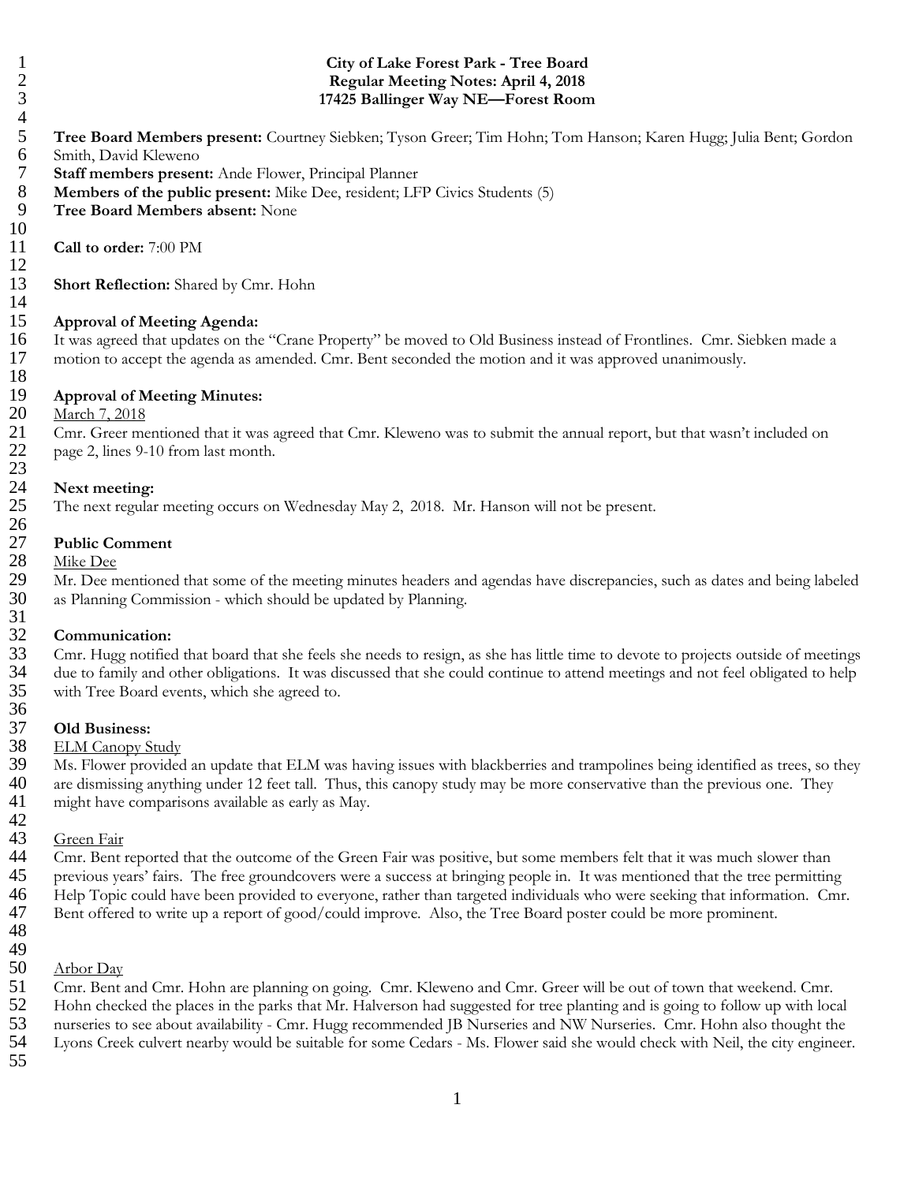**City of Lake Forest Park - Tree Board**
**Regular Meeting Notes: April 4, 2018**
**17425 Ballinger Way NE—Forest Room**

**Tree Board Members present:** Courtney Siebken; Tyson Greer; Tim Hohn; Tom Hanson; Karen Hugg; Julia Bent; Gordon Smith, David Kleweno
**Staff members present:** Ande Flower, Principal Planner
**Members of the public present:** Mike Dee, resident; LFP Civics Students (5)
**Tree Board Members absent:** None

**Call to order:** 7:00 PM

**Short Reflection:** Shared by Cmr. Hohn

**Approval of Meeting Agenda:**
It was agreed that updates on the "Crane Property" be moved to Old Business instead of Frontlines. Cmr. Siebken made a motion to accept the agenda as amended. Cmr. Bent seconded the motion and it was approved unanimously.

**Approval of Meeting Minutes:**
March 7, 2018
Cmr. Greer mentioned that it was agreed that Cmr. Kleweno was to submit the annual report, but that wasn't included on page 2, lines 9-10 from last month.

**Next meeting:**
The next regular meeting occurs on Wednesday May 2, 2018. Mr. Hanson will not be present.

**Public Comment**
Mike Dee
Mr. Dee mentioned that some of the meeting minutes headers and agendas have discrepancies, such as dates and being labeled as Planning Commission - which should be updated by Planning.

**Communication:**
Cmr. Hugg notified that board that she feels she needs to resign, as she has little time to devote to projects outside of meetings due to family and other obligations. It was discussed that she could continue to attend meetings and not feel obligated to help with Tree Board events, which she agreed to.

**Old Business:**
ELM Canopy Study
Ms. Flower provided an update that ELM was having issues with blackberries and trampolines being identified as trees, so they are dismissing anything under 12 feet tall. Thus, this canopy study may be more conservative than the previous one. They might have comparisons available as early as May.

Green Fair
Cmr. Bent reported that the outcome of the Green Fair was positive, but some members felt that it was much slower than previous years' fairs. The free groundcovers were a success at bringing people in. It was mentioned that the tree permitting Help Topic could have been provided to everyone, rather than targeted individuals who were seeking that information. Cmr. Bent offered to write up a report of good/could improve. Also, the Tree Board poster could be more prominent.

Arbor Day
Cmr. Bent and Cmr. Hohn are planning on going. Cmr. Kleweno and Cmr. Greer will be out of town that weekend. Cmr. Hohn checked the places in the parks that Mr. Halverson had suggested for tree planting and is going to follow up with local nurseries to see about availability - Cmr. Hugg recommended JB Nurseries and NW Nurseries. Cmr. Hohn also thought the Lyons Creek culvert nearby would be suitable for some Cedars - Ms. Flower said she would check with Neil, the city engineer.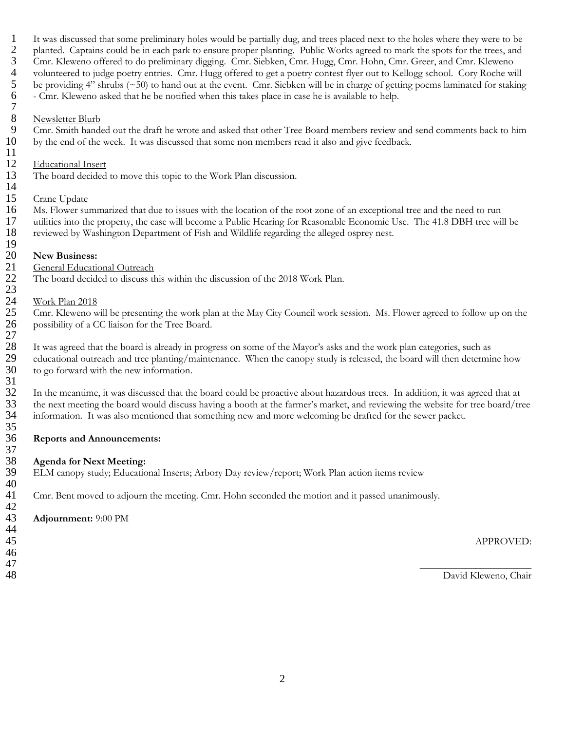It was discussed that some preliminary holes would be partially dug, and trees placed next to the holes where they were to be planted. Captains could be in each park to ensure proper planting. Public Works agreed to mark the spots for the trees, and Cmr. Kleweno offered to do preliminary digging. Cmr. Siebken, Cmr. Hugg, Cmr. Hohn, Cmr. Greer, and Cmr. Kleweno volunteered to judge poetry entries. Cmr. Hugg offered to get a poetry contest flyer out to Kellogg school. Cory Roche will be providing 4" shrubs (~50) to hand out at the event. Cmr. Siebken will be in charge of getting poems laminated for staking - Cmr. Kleweno asked that he be notified when this takes place in case he is available to help.

Newsletter Blurb

Cmr. Smith handed out the draft he wrote and asked that other Tree Board members review and send comments back to him by the end of the week. It was discussed that some non members read it also and give feedback.

Educational Insert

The board decided to move this topic to the Work Plan discussion.

Crane Update

Ms. Flower summarized that due to issues with the location of the root zone of an exceptional tree and the need to run utilities into the property, the case will become a Public Hearing for Reasonable Economic Use. The 41.8 DBH tree will be reviewed by Washington Department of Fish and Wildlife regarding the alleged osprey nest.

**New Business:**

General Educational Outreach

The board decided to discuss this within the discussion of the 2018 Work Plan.

Work Plan 2018

Cmr. Kleweno will be presenting the work plan at the May City Council work session. Ms. Flower agreed to follow up on the possibility of a CC liaison for the Tree Board.

It was agreed that the board is already in progress on some of the Mayor's asks and the work plan categories, such as educational outreach and tree planting/maintenance. When the canopy study is released, the board will then determine how to go forward with the new information.

In the meantime, it was discussed that the board could be proactive about hazardous trees. In addition, it was agreed that at the next meeting the board would discuss having a booth at the farmer's market, and reviewing the website for tree board/tree information. It was also mentioned that something new and more welcoming be drafted for the sewer packet.

**Reports and Announcements:**

**Agenda for Next Meeting:**

ELM canopy study; Educational Inserts; Arbory Day review/report; Work Plan action items review

Cmr. Bent moved to adjourn the meeting. Cmr. Hohn seconded the motion and it passed unanimously.

**Adjournment:** 9:00 PM

APPROVED:

\_\_\_\_\_\_\_\_\_\_\_\_\_\_\_\_\_\_\_\_\_\_

David Kleweno, Chair